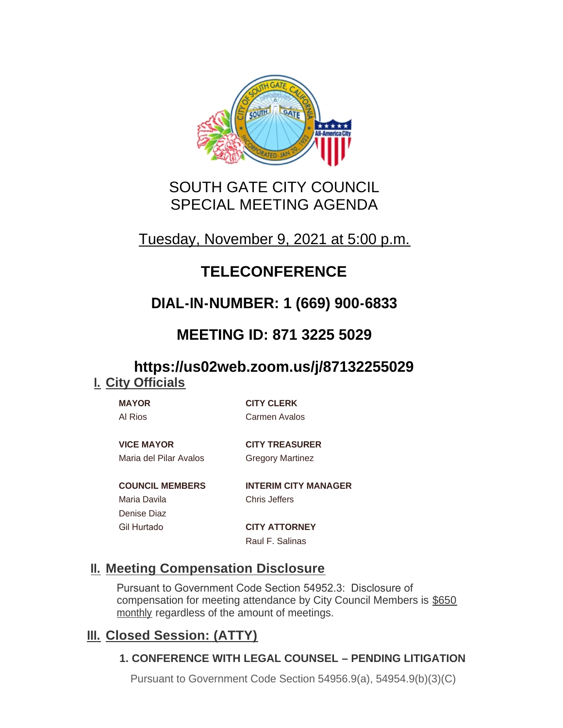# SOUTH GATE CITY COUNCIL
# SPECIAL MEETING AGENDA

Tuesday, November 9, 2021 at 5:00 p.m.

## TELECONFERENCE

## DIAL-IN-NUMBER: 1 (669) 900-6833

## MEETING ID: 871 3225 5029

## https://us02web.zoom.us/j/87132255029

## I. City Officials

**MAYOR**
Al Rios

**VICE MAYOR**
Maria del Pilar Avalos

**COUNCIL MEMBERS**
Maria Davila
Denise Diaz
Gil Hurtado

**CITY CLERK**
Carmen Avalos

**CITY TREASURER**
Gregory Martinez

**INTERIM CITY MANAGER**
Chris Jeffers

**CITY ATTORNEY**
Raul F. Salinas

## II. Meeting Compensation Disclosure

Pursuant to Government Code Section 54952.3: Disclosure of compensation for meeting attendance by City Council Members is $650 monthly regardless of the amount of meetings.

## III. Closed Session: (ATTY)

### 1. CONFERENCE WITH LEGAL COUNSEL – PENDING LITIGATION

Pursuant to Government Code Section 54956.9(a), 54954.9(b)(3)(C)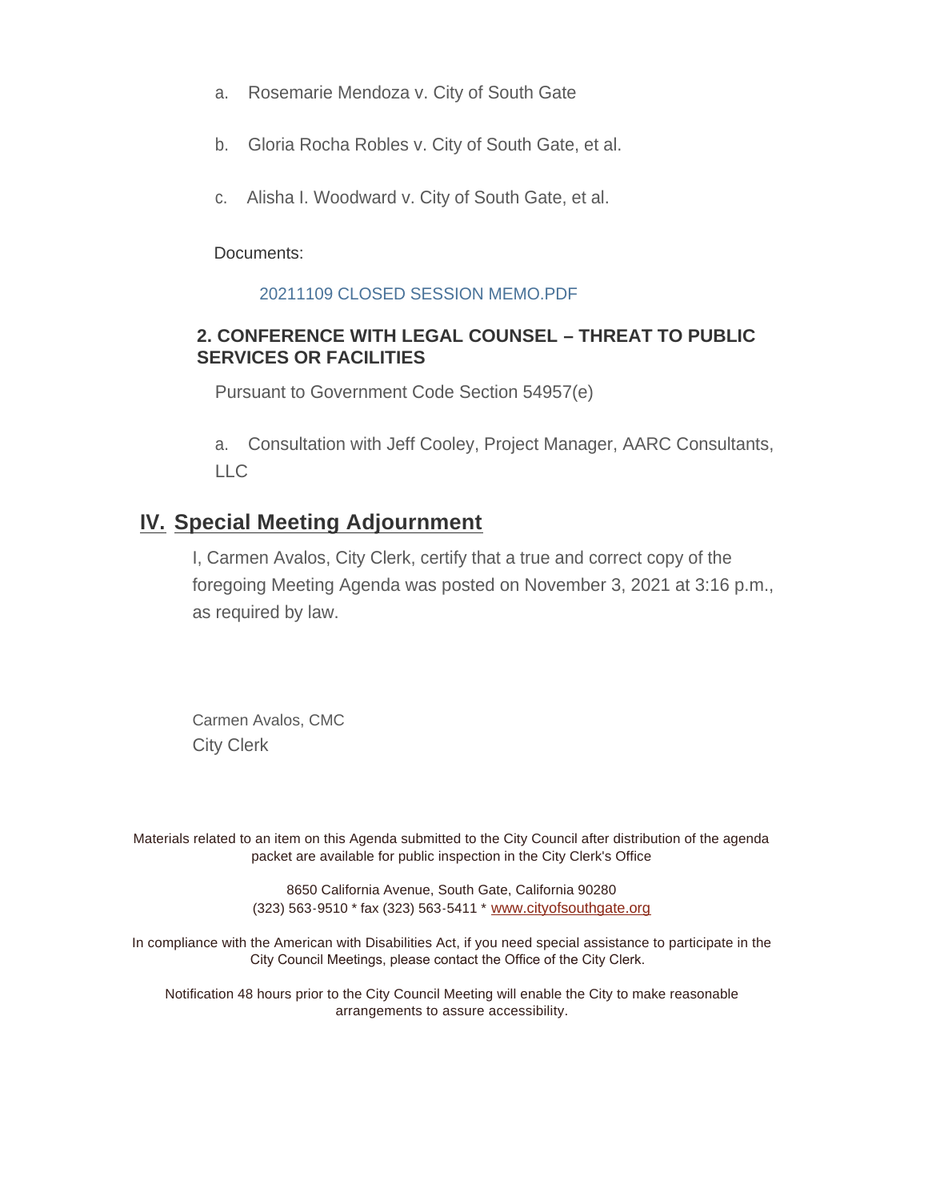a. Rosemarie Mendoza v. City of South Gate

b. Gloria Rocha Robles v. City of South Gate, et al.

c. Alisha I. Woodward v. City of South Gate, et al.

Documents:

20211109 CLOSED SESSION MEMO.PDF

**2. CONFERENCE WITH LEGAL COUNSEL – THREAT TO PUBLIC SERVICES OR FACILITIES**

Pursuant to Government Code Section 54957(e)

a. Consultation with Jeff Cooley, Project Manager, AARC Consultants, LLC

## IV. Special Meeting Adjournment

I, Carmen Avalos, City Clerk, certify that a true and correct copy of the foregoing Meeting Agenda was posted on November 3, 2021 at 3:16 p.m., as required by law.

Carmen Avalos, CMC
City Clerk

Materials related to an item on this Agenda submitted to the City Council after distribution of the agenda packet are available for public inspection in the City Clerk's Office

8650 California Avenue, South Gate, California 90280
(323) 563-9510 * fax (323) 563-5411 * www.cityofsouthgate.org

In compliance with the American with Disabilities Act, if you need special assistance to participate in the City Council Meetings, please contact the Office of the City Clerk.

Notification 48 hours prior to the City Council Meeting will enable the City to make reasonable arrangements to assure accessibility.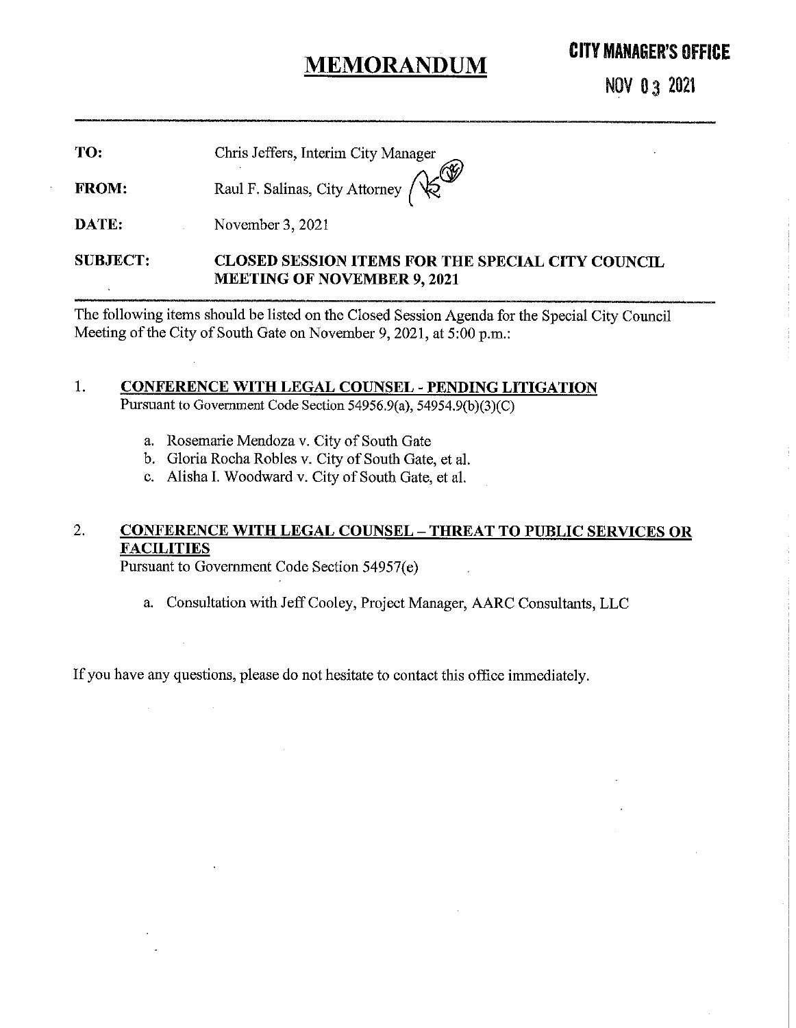# MEMORANDUM

**CITY MANAGER'S OFFICE**

**NOV 03 2021**

---

**TO:** Chris Jeffers, Interim City Manager

**FROM:** Raul F. Salinas, City Attorney

**DATE:** November 3, 2021

**SUBJECT:** **CLOSED SESSION ITEMS FOR THE SPECIAL CITY COUNCIL MEETING OF NOVEMBER 9, 2021**

---

The following items should be listed on the Closed Session Agenda for the Special City Council Meeting of the City of South Gate on November 9, 2021, at 5:00 p.m.:

1. **CONFERENCE WITH LEGAL COUNSEL - PENDING LITIGATION**
   Pursuant to Government Code Section 54956.9(a), 54954.9(b)(3)(C)

   a. Rosemarie Mendoza v. City of South Gate
   b. Gloria Rocha Robles v. City of South Gate, et al.
   c. Alisha I. Woodward v. City of South Gate, et al.

2. **CONFERENCE WITH LEGAL COUNSEL – THREAT TO PUBLIC SERVICES OR FACILITIES**
   Pursuant to Government Code Section 54957(e)

   a. Consultation with Jeff Cooley, Project Manager, AARC Consultants, LLC

If you have any questions, please do not hesitate to contact this office immediately.